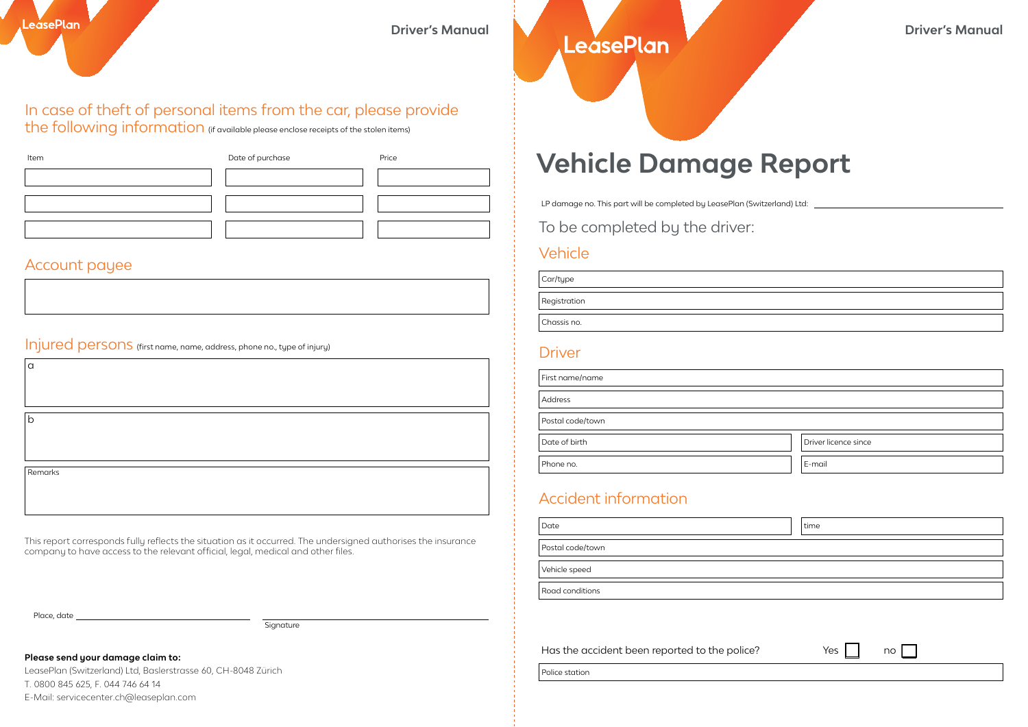LeasePlan

## In case of theft of personal items from the car, please provide the following information (if available please enclose receipts of the stolen items)

| Item | Date of purchase | Price |
| --- | --- | --- |
| | | |
| | | |
| | | |

## Account payee

## Injured persons (first name, name, address, phone no., type of injury)

a

b

Remarks

This report corresponds fully reflects the situation as it occurred. The undersigned authorises the insurance company to have access to the relevant official, legal, medical and other files.

Place, date ______________________ ______________________
Signature

**Please send your damage claim to:**
LeasePlan (Switzerland) Ltd, Baslerstrasse 60, CH-8048 Zürich
T. 0800 845 625, F. 044 746 64 14
E-Mail: servicecenter.ch@leaseplan.com

LeasePlan

# Vehicle Damage Report

LP damage no. This part will be completed by LeasePlan (Switzerland) Ltd: ______________________

To be completed by the driver:

## Vehicle

Car/type

Registration

Chassis no.

## Driver

First name/name

Address

Postal code/town

Date of birth | Driver licence since

Phone no. | E-mail

## Accident information

Date | time

Postal code/town

Vehicle speed

Road conditions

Has the accident been reported to the police? Yes ☐ no ☐

Police station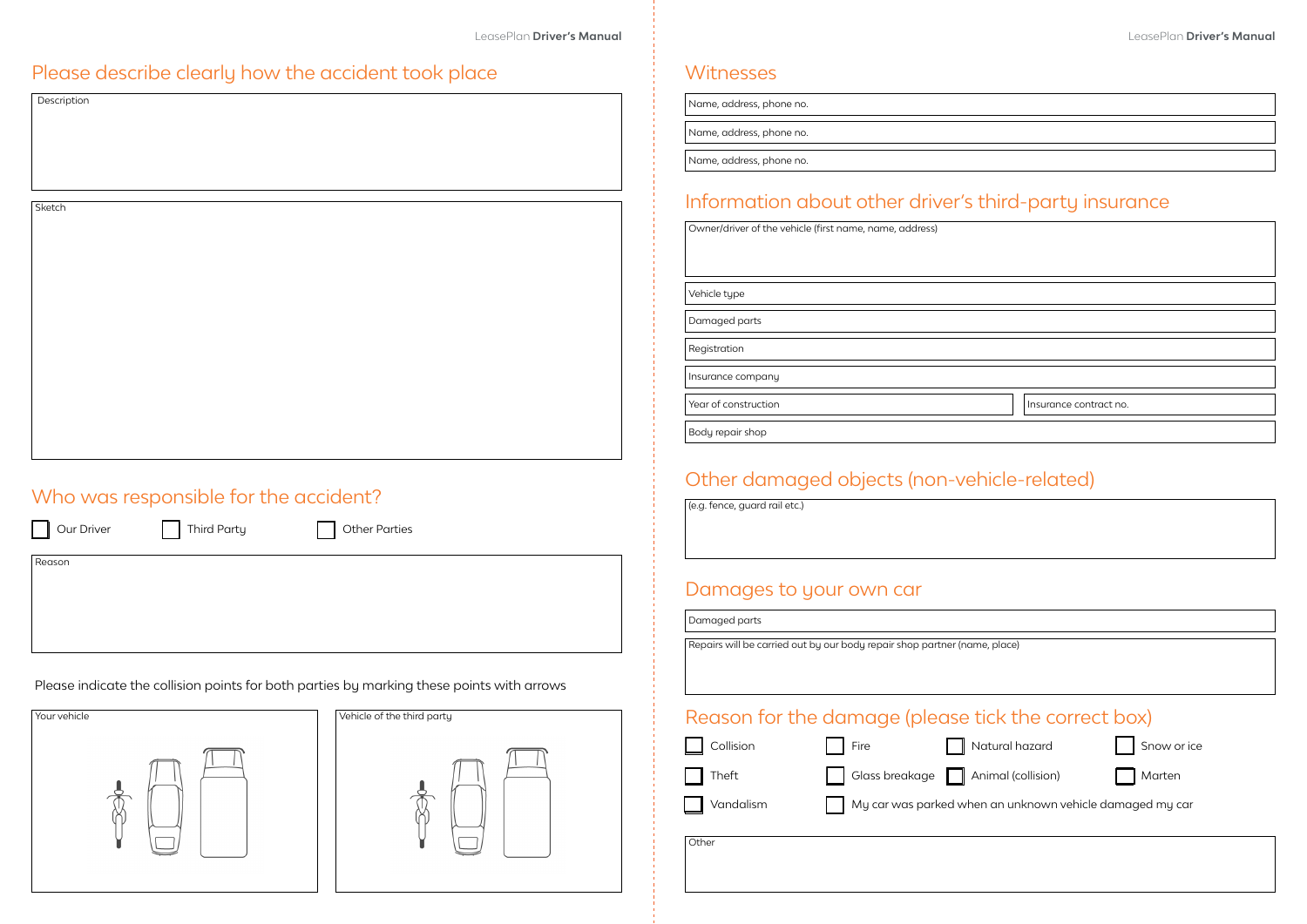## Please describe clearly how the accident took place

Description

Sketch

## Who was responsible for the accident?

- [ ] Our Driver
- [ ] Third Party
- [ ] Other Parties

Reason

Please indicate the collision points for both parties by marking these points with arrows

Your vehicle

Vehicle of the third party

## Witnesses

Name, address, phone no.

Name, address, phone no.

Name, address, phone no.

## Information about other driver's third-party insurance

Owner/driver of the vehicle (first name, name, address)

Vehicle type

Damaged parts

Registration

Insurance company

Year of construction

Insurance contract no.

Body repair shop

## Other damaged objects (non-vehicle-related)

(e.g. fence, guard rail etc.)

## Damages to your own car

Damaged parts

Repairs will be carried out by our body repair shop partner (name, place)

## Reason for the damage (please tick the correct box)

- [ ] Collision
- [ ] Fire
- [ ] Natural hazard
- [ ] Snow or ice
- [ ] Theft
- [ ] Glass breakage
- [ ] Animal (collision)
- [ ] Marten
- [ ] Vandalism
- [ ] My car was parked when an unknown vehicle damaged my car

Other